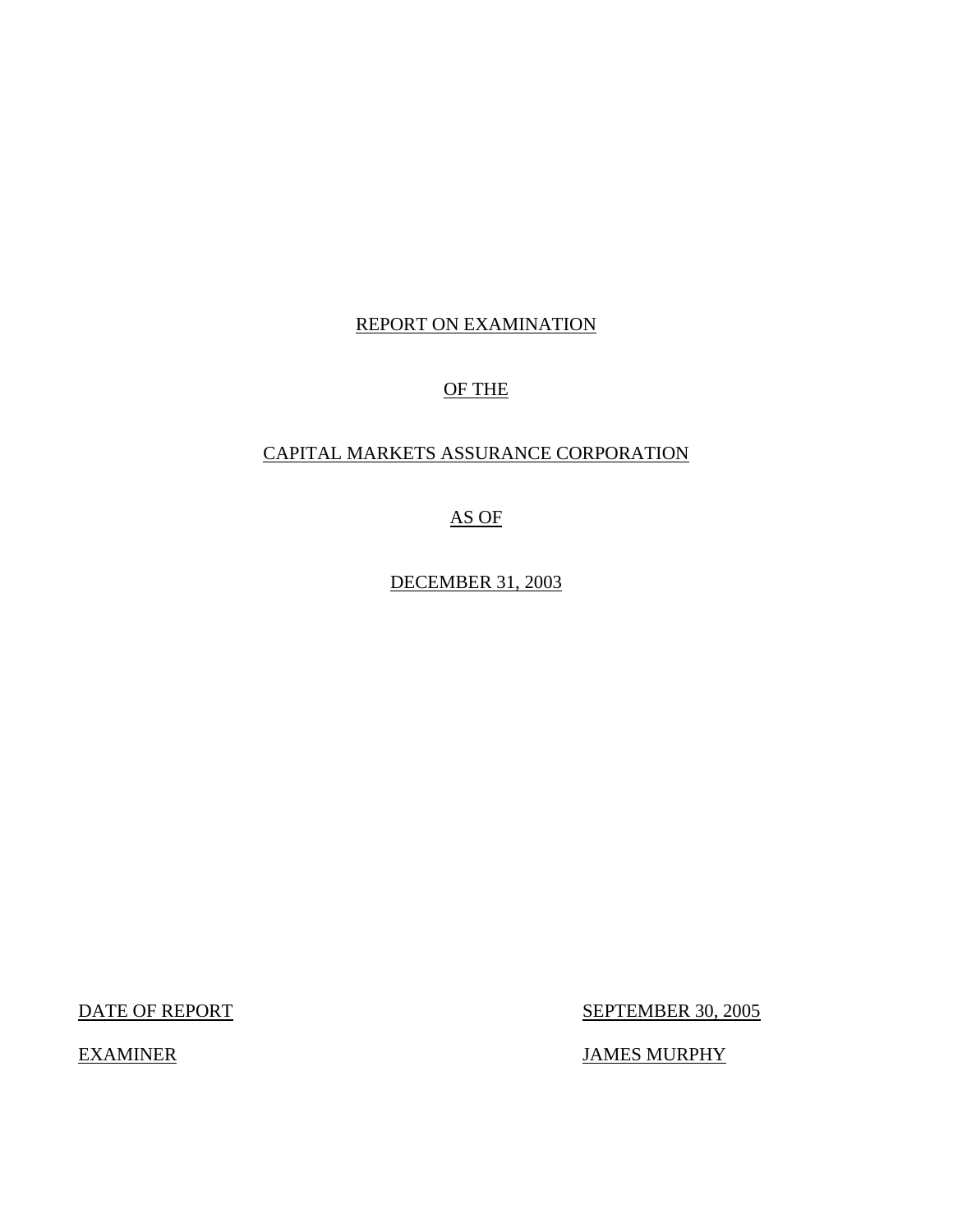REPORT ON EXAMINATION

OF THE

CAPITAL MARKETS ASSURANCE CORPORATION

AS OF

DECEMBER 31, 2003

| | |
|---|---|
| DATE OF REPORT | SEPTEMBER 30, 2005 |
| EXAMINER | JAMES MURPHY |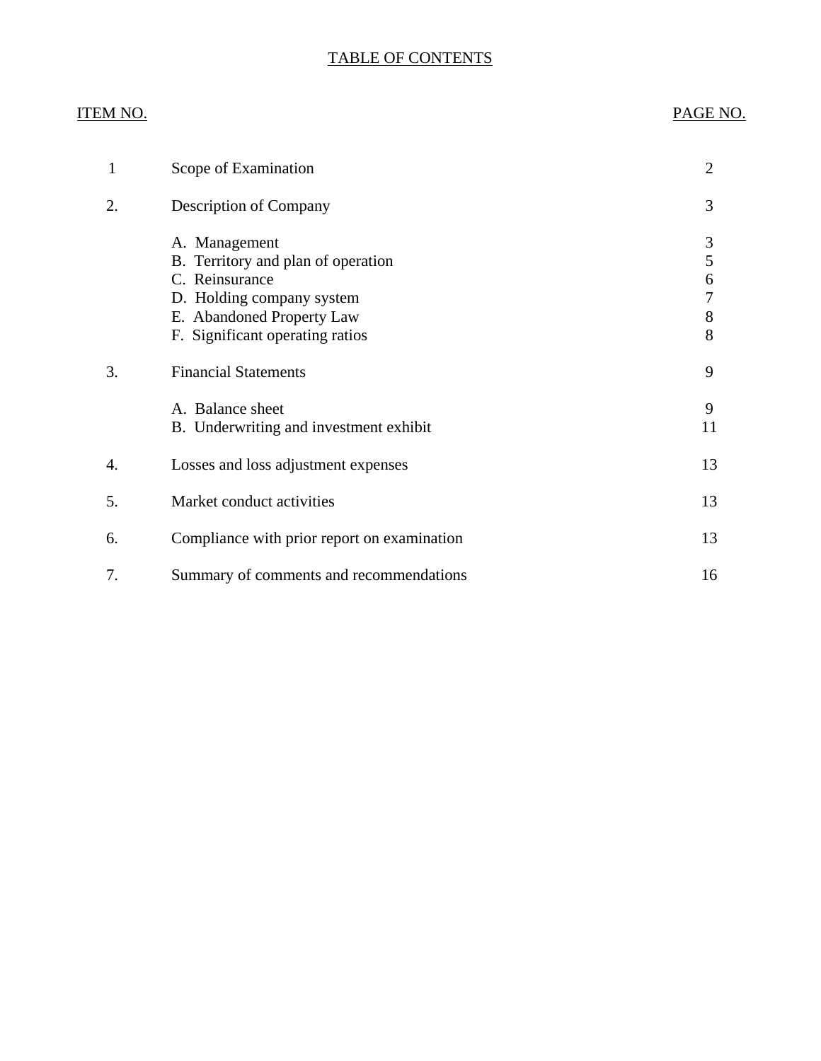# TABLE OF CONTENTS

| ITEM NO. | | PAGE NO. |
|---|---|---|
| 1 | Scope of Examination | 2 |
| 2. | Description of Company | 3 |
| | A. Management | 3 |
| | B. Territory and plan of operation | 5 |
| | C. Reinsurance | 6 |
| | D. Holding company system | 7 |
| | E. Abandoned Property Law | 8 |
| | F. Significant operating ratios | 8 |
| 3. | Financial Statements | 9 |
| | A. Balance sheet | 9 |
| | B. Underwriting and investment exhibit | 11 |
| 4. | Losses and loss adjustment expenses | 13 |
| 5. | Market conduct activities | 13 |
| 6. | Compliance with prior report on examination | 13 |
| 7. | Summary of comments and recommendations | 16 |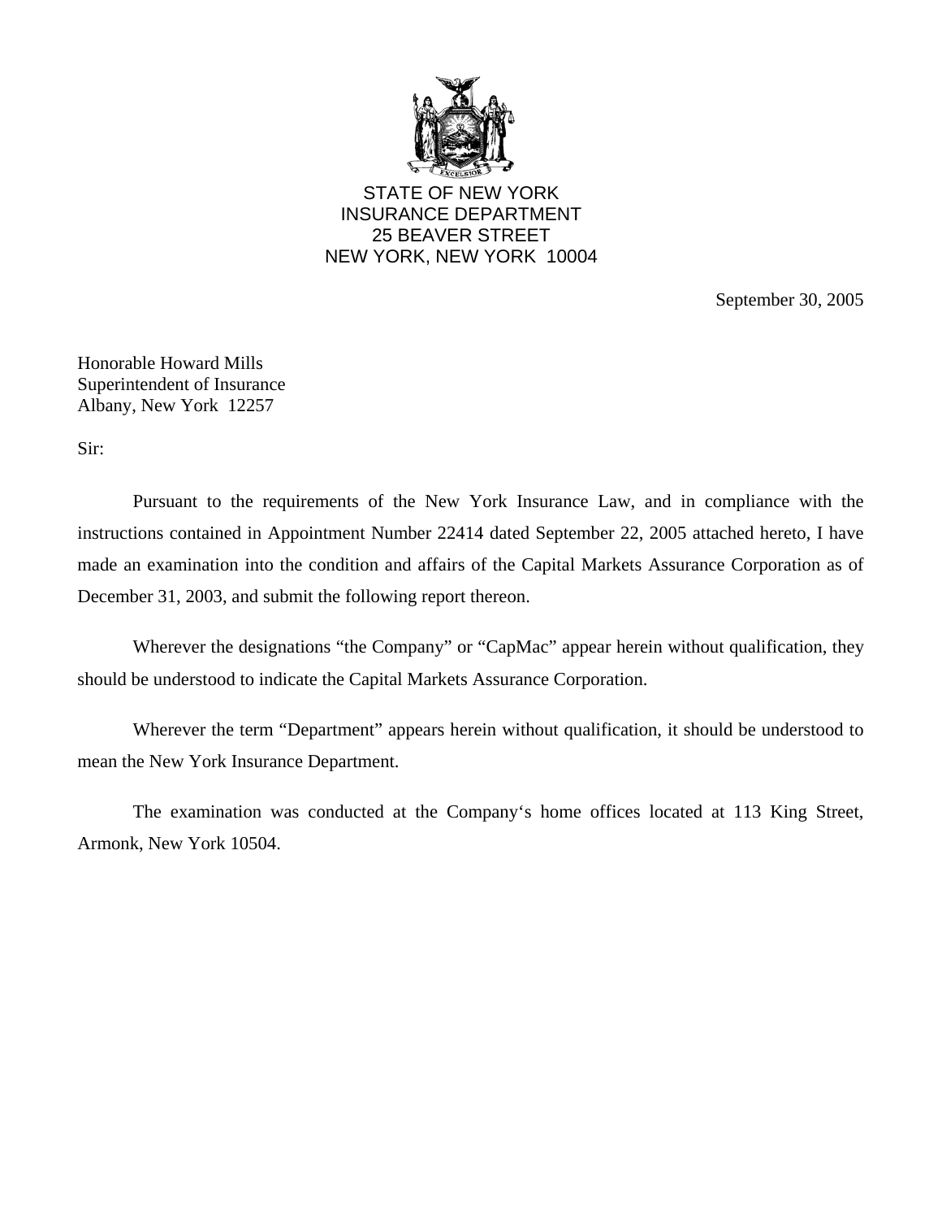STATE OF NEW YORK
INSURANCE DEPARTMENT
25 BEAVER STREET
NEW YORK, NEW YORK 10004

September 30, 2005

Honorable Howard Mills
Superintendent of Insurance
Albany, New York 12257

Sir:

Pursuant to the requirements of the New York Insurance Law, and in compliance with the instructions contained in Appointment Number 22414 dated September 22, 2005 attached hereto, I have made an examination into the condition and affairs of the Capital Markets Assurance Corporation as of December 31, 2003, and submit the following report thereon.

Wherever the designations "the Company" or "CapMac" appear herein without qualification, they should be understood to indicate the Capital Markets Assurance Corporation.

Wherever the term "Department" appears herein without qualification, it should be understood to mean the New York Insurance Department.

The examination was conducted at the Company's home offices located at 113 King Street, Armonk, New York 10504.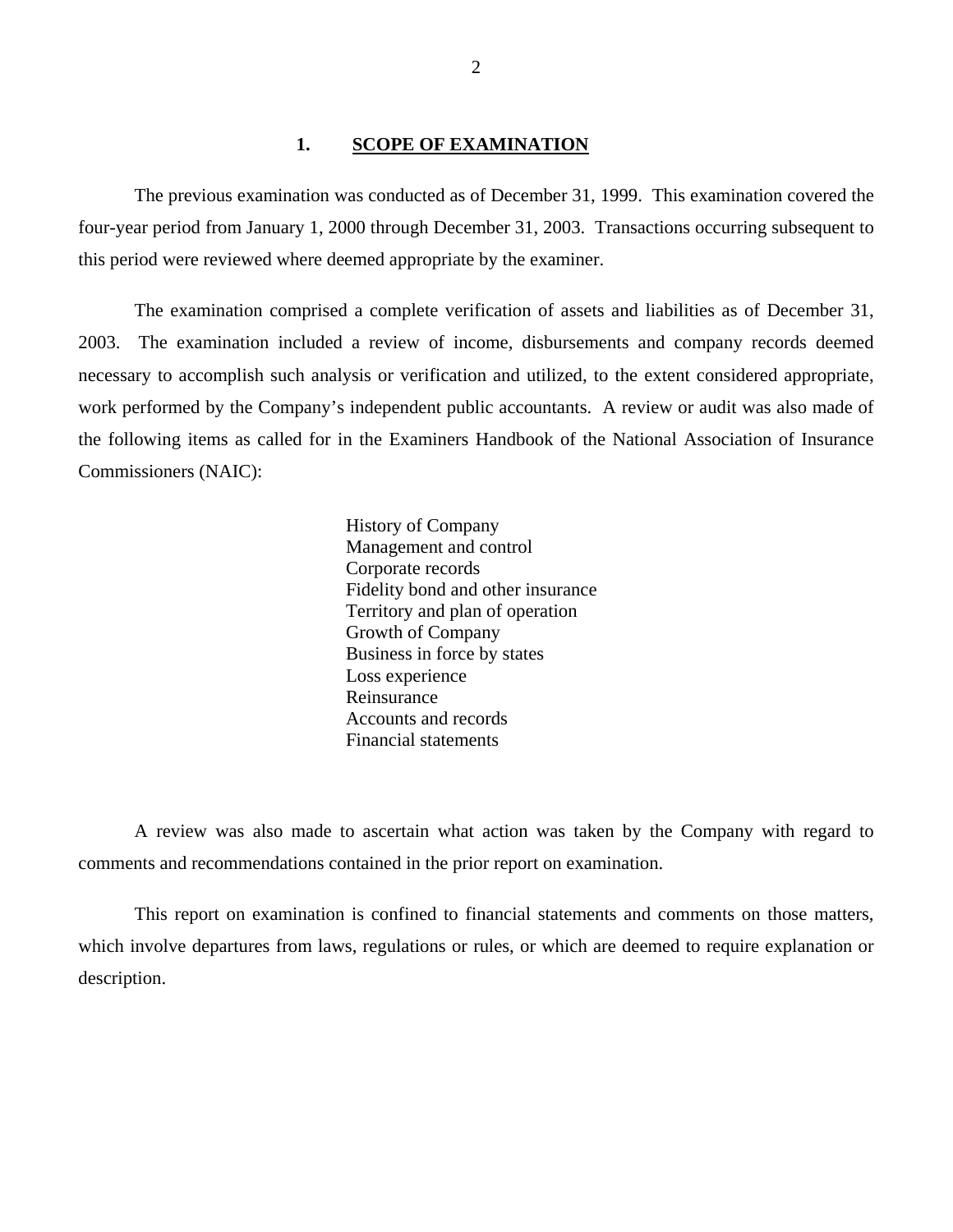## 1. SCOPE OF EXAMINATION

The previous examination was conducted as of December 31, 1999. This examination covered the four-year period from January 1, 2000 through December 31, 2003. Transactions occurring subsequent to this period were reviewed where deemed appropriate by the examiner.

The examination comprised a complete verification of assets and liabilities as of December 31, 2003. The examination included a review of income, disbursements and company records deemed necessary to accomplish such analysis or verification and utilized, to the extent considered appropriate, work performed by the Company's independent public accountants. A review or audit was also made of the following items as called for in the Examiners Handbook of the National Association of Insurance Commissioners (NAIC):

History of Company
Management and control
Corporate records
Fidelity bond and other insurance
Territory and plan of operation
Growth of Company
Business in force by states
Loss experience
Reinsurance
Accounts and records
Financial statements

A review was also made to ascertain what action was taken by the Company with regard to comments and recommendations contained in the prior report on examination.

This report on examination is confined to financial statements and comments on those matters, which involve departures from laws, regulations or rules, or which are deemed to require explanation or description.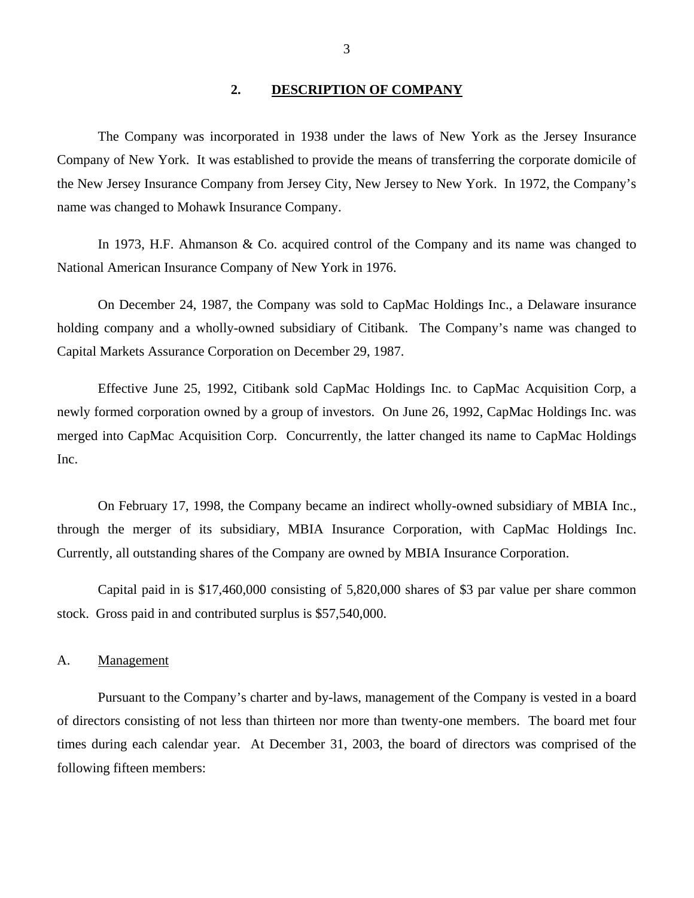## 2. DESCRIPTION OF COMPANY

The Company was incorporated in 1938 under the laws of New York as the Jersey Insurance Company of New York. It was established to provide the means of transferring the corporate domicile of the New Jersey Insurance Company from Jersey City, New Jersey to New York. In 1972, the Company's name was changed to Mohawk Insurance Company.

In 1973, H.F. Ahmanson & Co. acquired control of the Company and its name was changed to National American Insurance Company of New York in 1976.

On December 24, 1987, the Company was sold to CapMac Holdings Inc., a Delaware insurance holding company and a wholly-owned subsidiary of Citibank. The Company's name was changed to Capital Markets Assurance Corporation on December 29, 1987.

Effective June 25, 1992, Citibank sold CapMac Holdings Inc. to CapMac Acquisition Corp, a newly formed corporation owned by a group of investors. On June 26, 1992, CapMac Holdings Inc. was merged into CapMac Acquisition Corp. Concurrently, the latter changed its name to CapMac Holdings Inc.

On February 17, 1998, the Company became an indirect wholly-owned subsidiary of MBIA Inc., through the merger of its subsidiary, MBIA Insurance Corporation, with CapMac Holdings Inc. Currently, all outstanding shares of the Company are owned by MBIA Insurance Corporation.

Capital paid in is $17,460,000 consisting of 5,820,000 shares of $3 par value per share common stock. Gross paid in and contributed surplus is $57,540,000.

### A. Management

Pursuant to the Company's charter and by-laws, management of the Company is vested in a board of directors consisting of not less than thirteen nor more than twenty-one members. The board met four times during each calendar year. At December 31, 2003, the board of directors was comprised of the following fifteen members: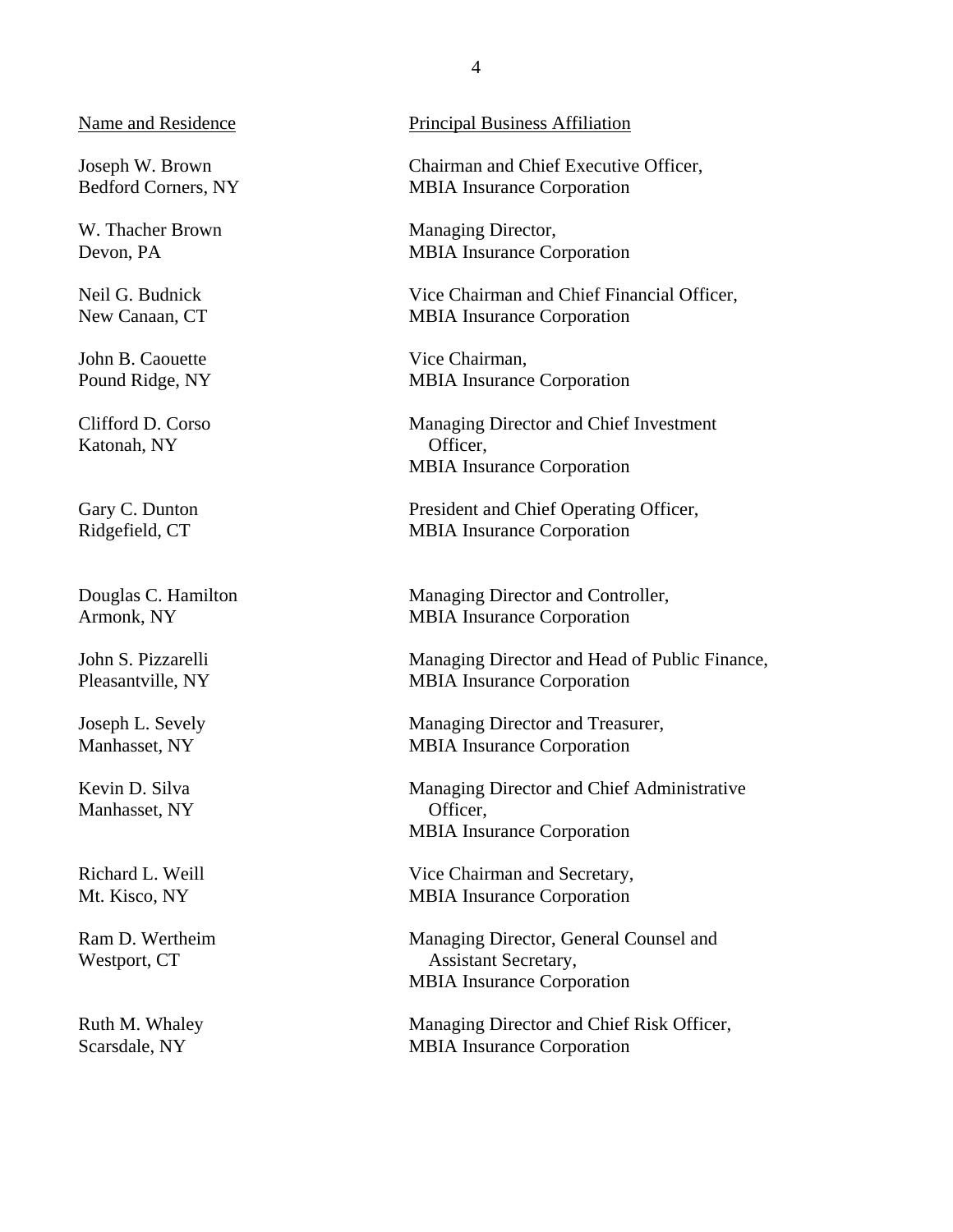| Name and Residence | Principal Business Affiliation |
|---|---|
| Joseph W. Brown<br>Bedford Corners, NY | Chairman and Chief Executive Officer,<br>MBIA Insurance Corporation |
| W. Thacher Brown<br>Devon, PA | Managing Director,<br>MBIA Insurance Corporation |
| Neil G. Budnick<br>New Canaan, CT | Vice Chairman and Chief Financial Officer,<br>MBIA Insurance Corporation |
| John B. Caouette<br>Pound Ridge, NY | Vice Chairman,<br>MBIA Insurance Corporation |
| Clifford D. Corso<br>Katonah, NY | Managing Director and Chief Investment Officer,<br>MBIA Insurance Corporation |
| Gary C. Dunton<br>Ridgefield, CT | President and Chief Operating Officer,<br>MBIA Insurance Corporation |
| Douglas C. Hamilton<br>Armonk, NY | Managing Director and Controller,<br>MBIA Insurance Corporation |
| John S. Pizzarelli<br>Pleasantville, NY | Managing Director and Head of Public Finance,<br>MBIA Insurance Corporation |
| Joseph L. Sevely<br>Manhasset, NY | Managing Director and Treasurer,<br>MBIA Insurance Corporation |
| Kevin D. Silva<br>Manhasset, NY | Managing Director and Chief Administrative Officer,<br>MBIA Insurance Corporation |
| Richard L. Weill<br>Mt. Kisco, NY | Vice Chairman and Secretary,<br>MBIA Insurance Corporation |
| Ram D. Wertheim<br>Westport, CT | Managing Director, General Counsel and Assistant Secretary,<br>MBIA Insurance Corporation |
| Ruth M. Whaley<br>Scarsdale, NY | Managing Director and Chief Risk Officer,<br>MBIA Insurance Corporation |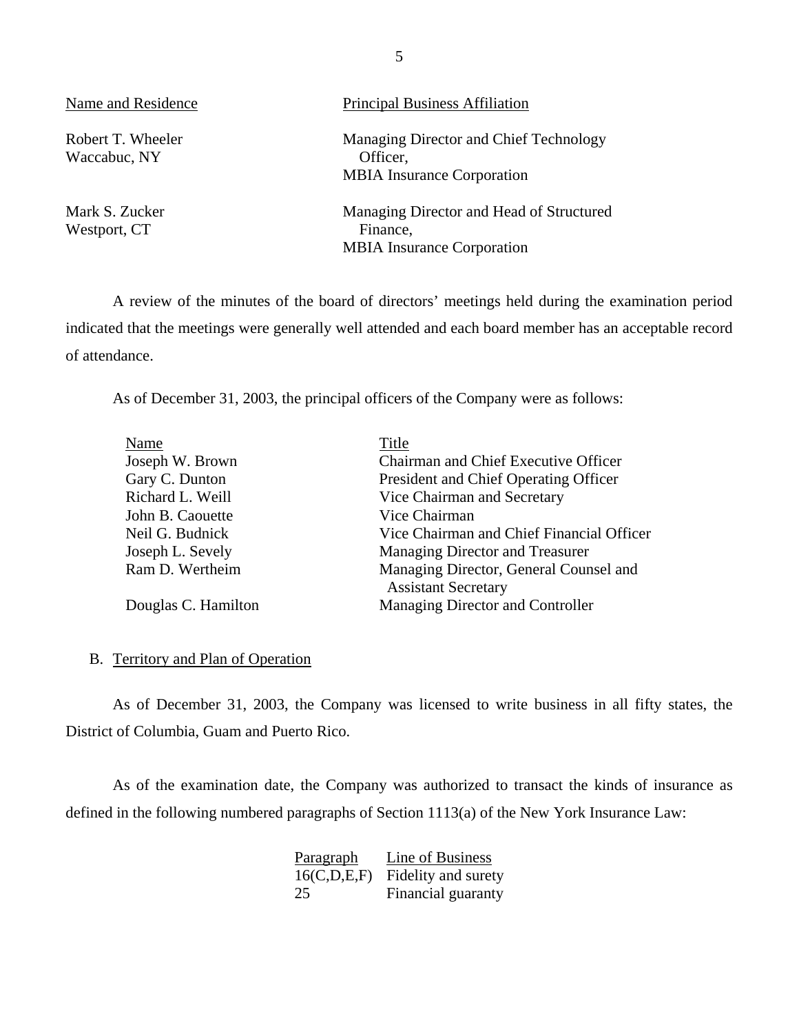| Name and Residence | Principal Business Affiliation |
| --- | --- |
| Robert T. Wheeler<br>Waccabuc, NY | Managing Director and Chief Technology Officer,<br>MBIA Insurance Corporation |
| Mark S. Zucker<br>Westport, CT | Managing Director and Head of Structured Finance,<br>MBIA Insurance Corporation |

A review of the minutes of the board of directors' meetings held during the examination period indicated that the meetings were generally well attended and each board member has an acceptable record of attendance.

As of December 31, 2003, the principal officers of the Company were as follows:

| Name | Title |
| --- | --- |
| Joseph W. Brown | Chairman and Chief Executive Officer |
| Gary C. Dunton | President and Chief Operating Officer |
| Richard L. Weill | Vice Chairman and Secretary |
| John B. Caouette | Vice Chairman |
| Neil G. Budnick | Vice Chairman and Chief Financial Officer |
| Joseph L. Sevely | Managing Director and Treasurer |
| Ram D. Wertheim | Managing Director, General Counsel and Assistant Secretary |
| Douglas C. Hamilton | Managing Director and Controller |

B. Territory and Plan of Operation

As of December 31, 2003, the Company was licensed to write business in all fifty states, the District of Columbia, Guam and Puerto Rico.

As of the examination date, the Company was authorized to transact the kinds of insurance as defined in the following numbered paragraphs of Section 1113(a) of the New York Insurance Law:

| Paragraph | Line of Business |
| --- | --- |
| 16(C,D,E,F) | Fidelity and surety |
| 25 | Financial guaranty |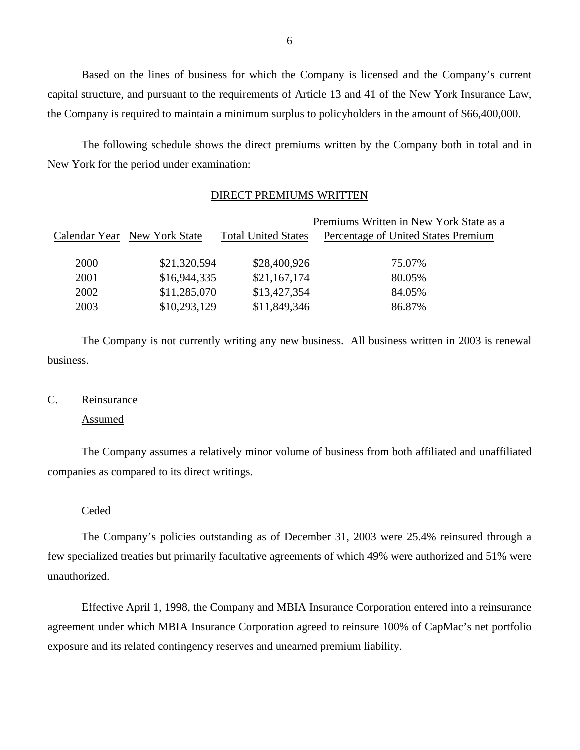Based on the lines of business for which the Company is licensed and the Company's current capital structure, and pursuant to the requirements of Article 13 and 41 of the New York Insurance Law, the Company is required to maintain a minimum surplus to policyholders in the amount of $66,400,000.

The following schedule shows the direct premiums written by the Company both in total and in New York for the period under examination:

DIRECT PREMIUMS WRITTEN

| Calendar Year | New York State | Total United States | Premiums Written in New York State as a Percentage of United States Premium |
|---|---|---|---|
| 2000 | $21,320,594 | $28,400,926 | 75.07% |
| 2001 | $16,944,335 | $21,167,174 | 80.05% |
| 2002 | $11,285,070 | $13,427,354 | 84.05% |
| 2003 | $10,293,129 | $11,849,346 | 86.87% |

The Company is not currently writing any new business. All business written in 2003 is renewal business.

## C. Reinsurance

### Assumed

The Company assumes a relatively minor volume of business from both affiliated and unaffiliated companies as compared to its direct writings.

### Ceded

The Company's policies outstanding as of December 31, 2003 were 25.4% reinsured through a few specialized treaties but primarily facultative agreements of which 49% were authorized and 51% were unauthorized.

Effective April 1, 1998, the Company and MBIA Insurance Corporation entered into a reinsurance agreement under which MBIA Insurance Corporation agreed to reinsure 100% of CapMac's net portfolio exposure and its related contingency reserves and unearned premium liability.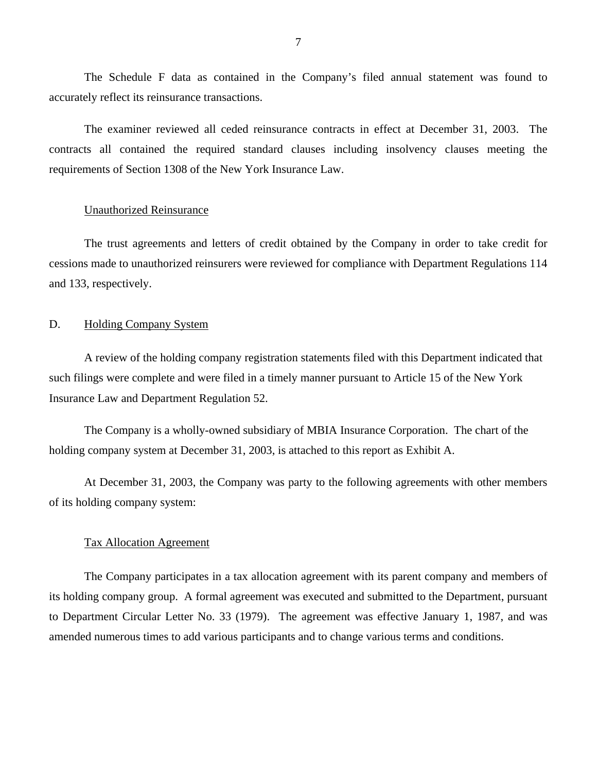The Schedule F data as contained in the Company's filed annual statement was found to accurately reflect its reinsurance transactions.

The examiner reviewed all ceded reinsurance contracts in effect at December 31, 2003. The contracts all contained the required standard clauses including insolvency clauses meeting the requirements of Section 1308 of the New York Insurance Law.

Unauthorized Reinsurance

The trust agreements and letters of credit obtained by the Company in order to take credit for cessions made to unauthorized reinsurers were reviewed for compliance with Department Regulations 114 and 133, respectively.

## D. Holding Company System

A review of the holding company registration statements filed with this Department indicated that such filings were complete and were filed in a timely manner pursuant to Article 15 of the New York Insurance Law and Department Regulation 52.

The Company is a wholly-owned subsidiary of MBIA Insurance Corporation. The chart of the holding company system at December 31, 2003, is attached to this report as Exhibit A.

At December 31, 2003, the Company was party to the following agreements with other members of its holding company system:

Tax Allocation Agreement

The Company participates in a tax allocation agreement with its parent company and members of its holding company group. A formal agreement was executed and submitted to the Department, pursuant to Department Circular Letter No. 33 (1979). The agreement was effective January 1, 1987, and was amended numerous times to add various participants and to change various terms and conditions.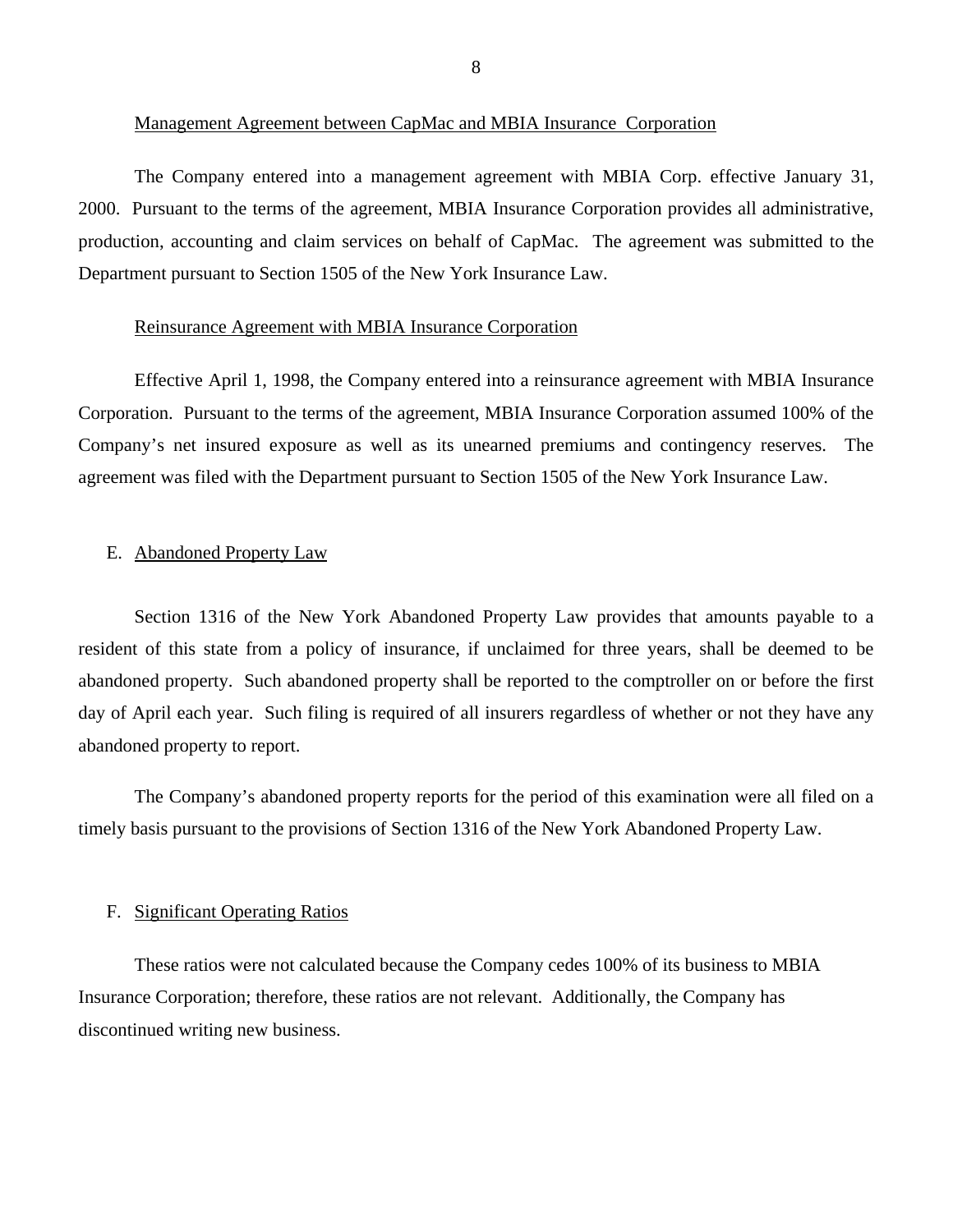Management Agreement between CapMac and MBIA Insurance Corporation

The Company entered into a management agreement with MBIA Corp. effective January 31, 2000. Pursuant to the terms of the agreement, MBIA Insurance Corporation provides all administrative, production, accounting and claim services on behalf of CapMac. The agreement was submitted to the Department pursuant to Section 1505 of the New York Insurance Law.

Reinsurance Agreement with MBIA Insurance Corporation

Effective April 1, 1998, the Company entered into a reinsurance agreement with MBIA Insurance Corporation. Pursuant to the terms of the agreement, MBIA Insurance Corporation assumed 100% of the Company's net insured exposure as well as its unearned premiums and contingency reserves. The agreement was filed with the Department pursuant to Section 1505 of the New York Insurance Law.

## E. Abandoned Property Law

Section 1316 of the New York Abandoned Property Law provides that amounts payable to a resident of this state from a policy of insurance, if unclaimed for three years, shall be deemed to be abandoned property. Such abandoned property shall be reported to the comptroller on or before the first day of April each year. Such filing is required of all insurers regardless of whether or not they have any abandoned property to report.

The Company's abandoned property reports for the period of this examination were all filed on a timely basis pursuant to the provisions of Section 1316 of the New York Abandoned Property Law.

## F. Significant Operating Ratios

These ratios were not calculated because the Company cedes 100% of its business to MBIA Insurance Corporation; therefore, these ratios are not relevant. Additionally, the Company has discontinued writing new business.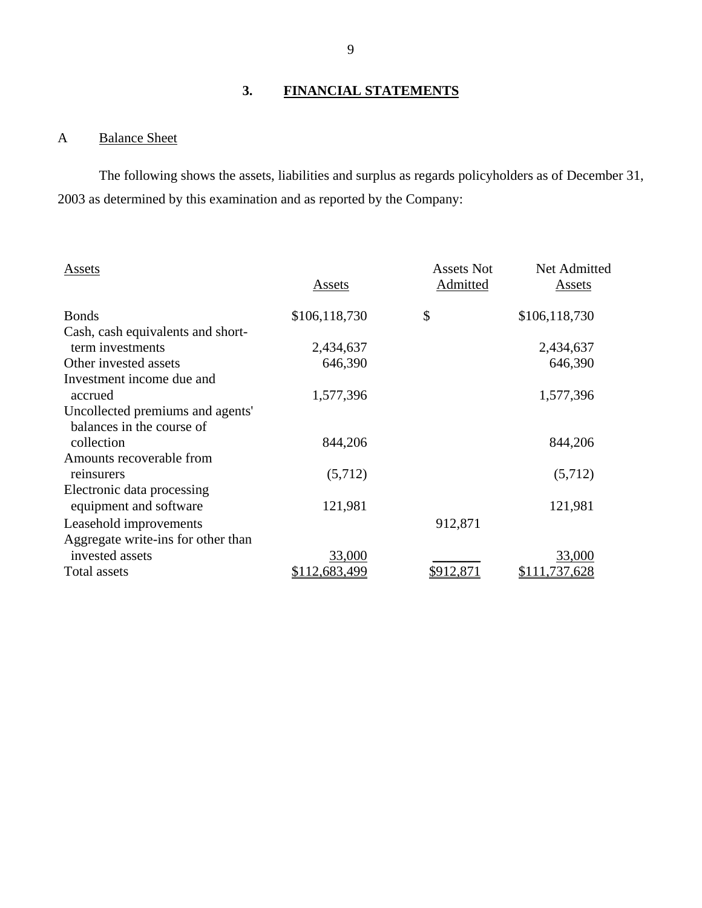## 3. FINANCIAL STATEMENTS

### A Balance Sheet

The following shows the assets, liabilities and surplus as regards policyholders as of December 31, 2003 as determined by this examination and as reported by the Company:

| Assets | Assets | Assets Not Admitted | Net Admitted Assets |
|---|---|---|---|
| Bonds | $106,118,730 | $ | $106,118,730 |
| Cash, cash equivalents and short-term investments | 2,434,637 | | 2,434,637 |
| Other invested assets | 646,390 | | 646,390 |
| Investment income due and accrued | 1,577,396 | | 1,577,396 |
| Uncollected premiums and agents' balances in the course of collection | 844,206 | | 844,206 |
| Amounts recoverable from reinsurers | (5,712) | | (5,712) |
| Electronic data processing equipment and software | 121,981 | | 121,981 |
| Leasehold improvements | | 912,871 | |
| Aggregate write-ins for other than invested assets | 33,000 | | 33,000 |
| Total assets | $112,683,499 | $912,871 | $111,737,628 |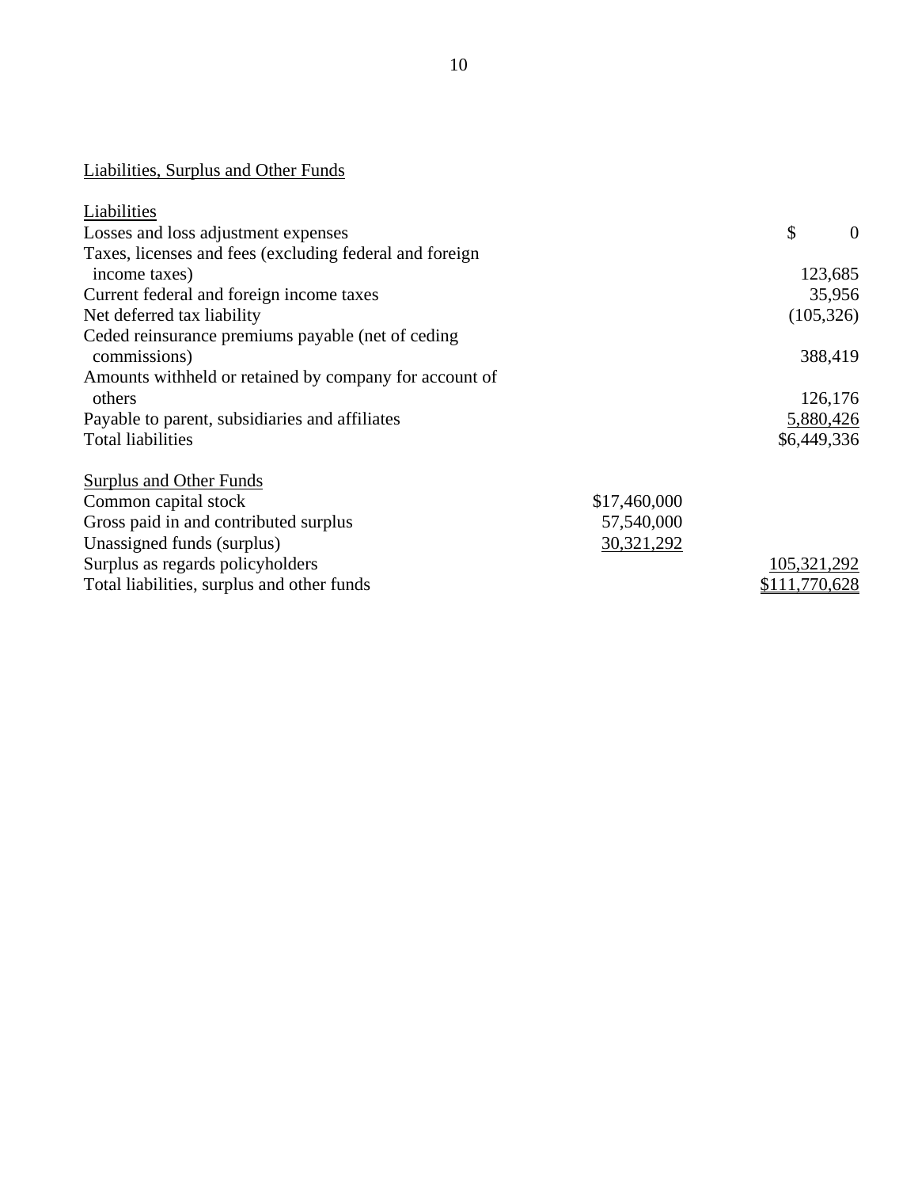Liabilities, Surplus and Other Funds

| | | |
|---|---|---|
| Liabilities | | |
| Losses and loss adjustment expenses | | $ 0 |
| Taxes, licenses and fees (excluding federal and foreign income taxes) | | 123,685 |
| Current federal and foreign income taxes | | 35,956 |
| Net deferred tax liability | | (105,326) |
| Ceded reinsurance premiums payable (net of ceding commissions) | | 388,419 |
| Amounts withheld or retained by company for account of others | | 126,176 |
| Payable to parent, subsidiaries and affiliates | | 5,880,426 |
| Total liabilities | | $6,449,336 |
| | | |
| Surplus and Other Funds | | |
| Common capital stock | $17,460,000 | |
| Gross paid in and contributed surplus | 57,540,000 | |
| Unassigned funds (surplus) | 30,321,292 | |
| Surplus as regards policyholders | | 105,321,292 |
| Total liabilities, surplus and other funds | | $111,770,628 |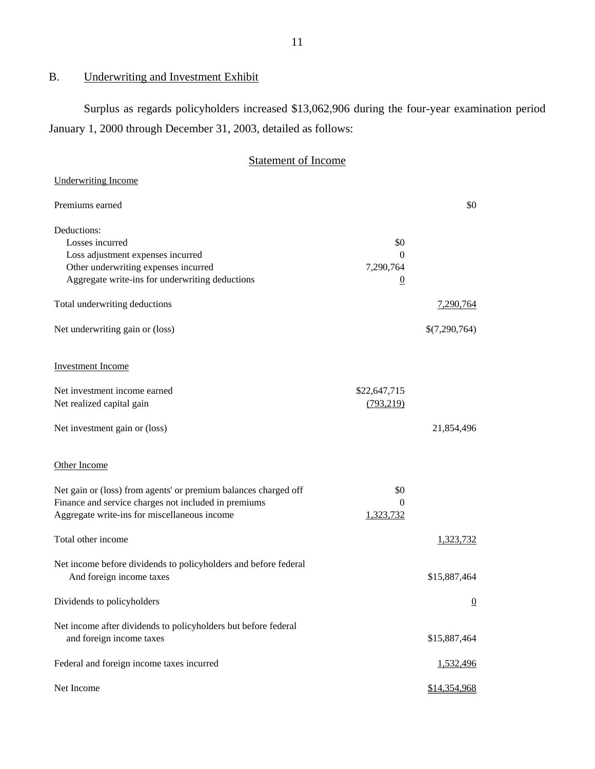## B. Underwriting and Investment Exhibit

Surplus as regards policyholders increased $13,062,906 during the four-year examination period January 1, 2000 through December 31, 2003, detailed as follows:

### Statement of Income

| | | |
|---|---|---|
| Underwriting Income | | |
| Premiums earned | | $0 |
| Deductions: | | |
| Losses incurred | $0 | |
| Loss adjustment expenses incurred | 0 | |
| Other underwriting expenses incurred | 7,290,764 | |
| Aggregate write-ins for underwriting deductions | 0 | |
| Total underwriting deductions | | 7,290,764 |
| Net underwriting gain or (loss) | | $(7,290,764) |
| Investment Income | | |
| Net investment income earned | $22,647,715 | |
| Net realized capital gain | (793,219) | |
| Net investment gain or (loss) | | 21,854,496 |
| Other Income | | |
| Net gain or (loss) from agents' or premium balances charged off | $0 | |
| Finance and service charges not included in premiums | 0 | |
| Aggregate write-ins for miscellaneous income | 1,323,732 | |
| Total other income | | 1,323,732 |
| Net income before dividends to policyholders and before federal And foreign income taxes | | $15,887,464 |
| Dividends to policyholders | | 0 |
| Net income after dividends to policyholders but before federal and foreign income taxes | | $15,887,464 |
| Federal and foreign income taxes incurred | | 1,532,496 |
| Net Income | | $14,354,968 |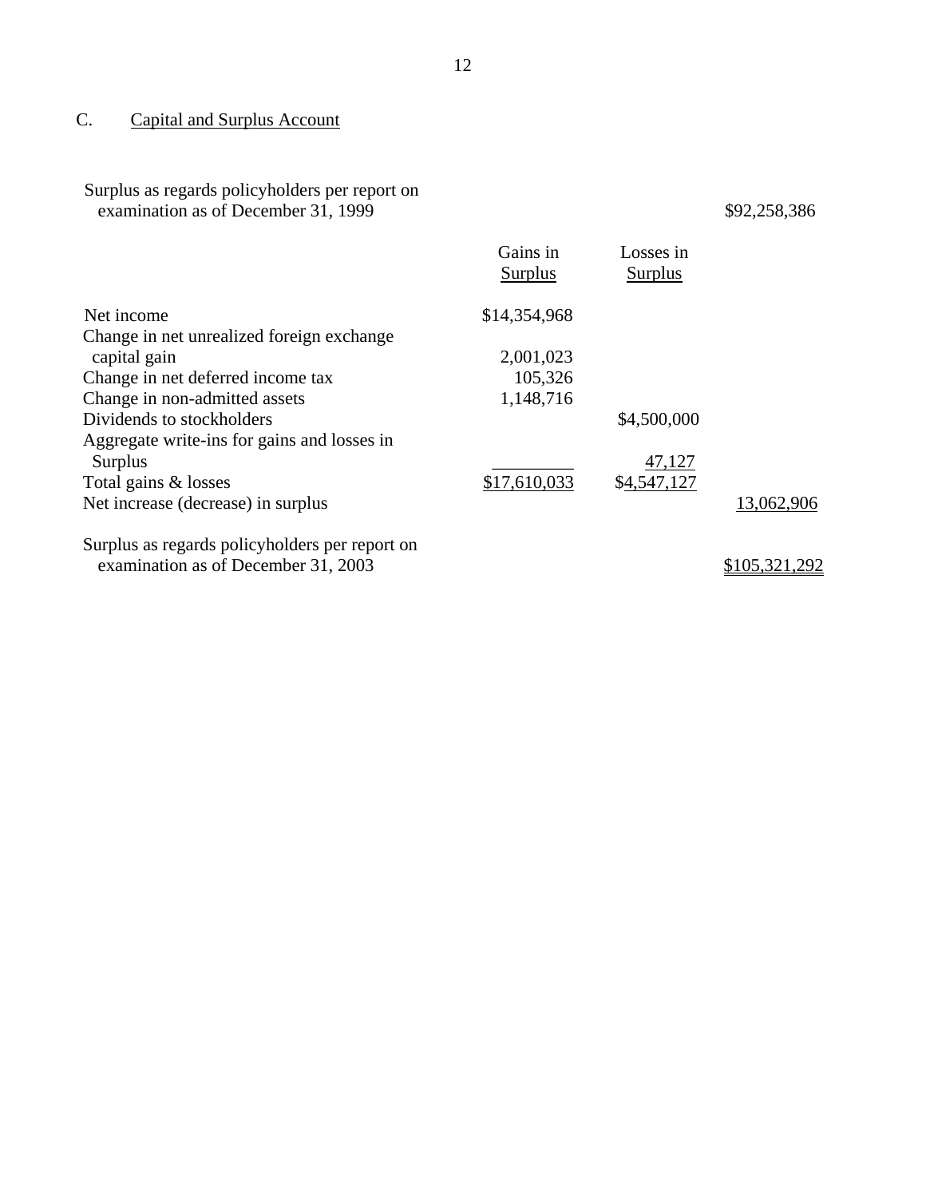## C. Capital and Surplus Account

| | Gains in Surplus | Losses in Surplus | |
|---|---|---|---|
| Surplus as regards policyholders per report on examination as of December 31, 1999 | | | $92,258,386 |
| Net income | $14,354,968 | | |
| Change in net unrealized foreign exchange capital gain | 2,001,023 | | |
| Change in net deferred income tax | 105,326 | | |
| Change in non-admitted assets | 1,148,716 | | |
| Dividends to stockholders | | $4,500,000 | |
| Aggregate write-ins for gains and losses in Surplus | | 47,127 | |
| Total gains & losses | $17,610,033 | $4,547,127 | |
| Net increase (decrease) in surplus | | | 13,062,906 |
| Surplus as regards policyholders per report on examination as of December 31, 2003 | | | $105,321,292 |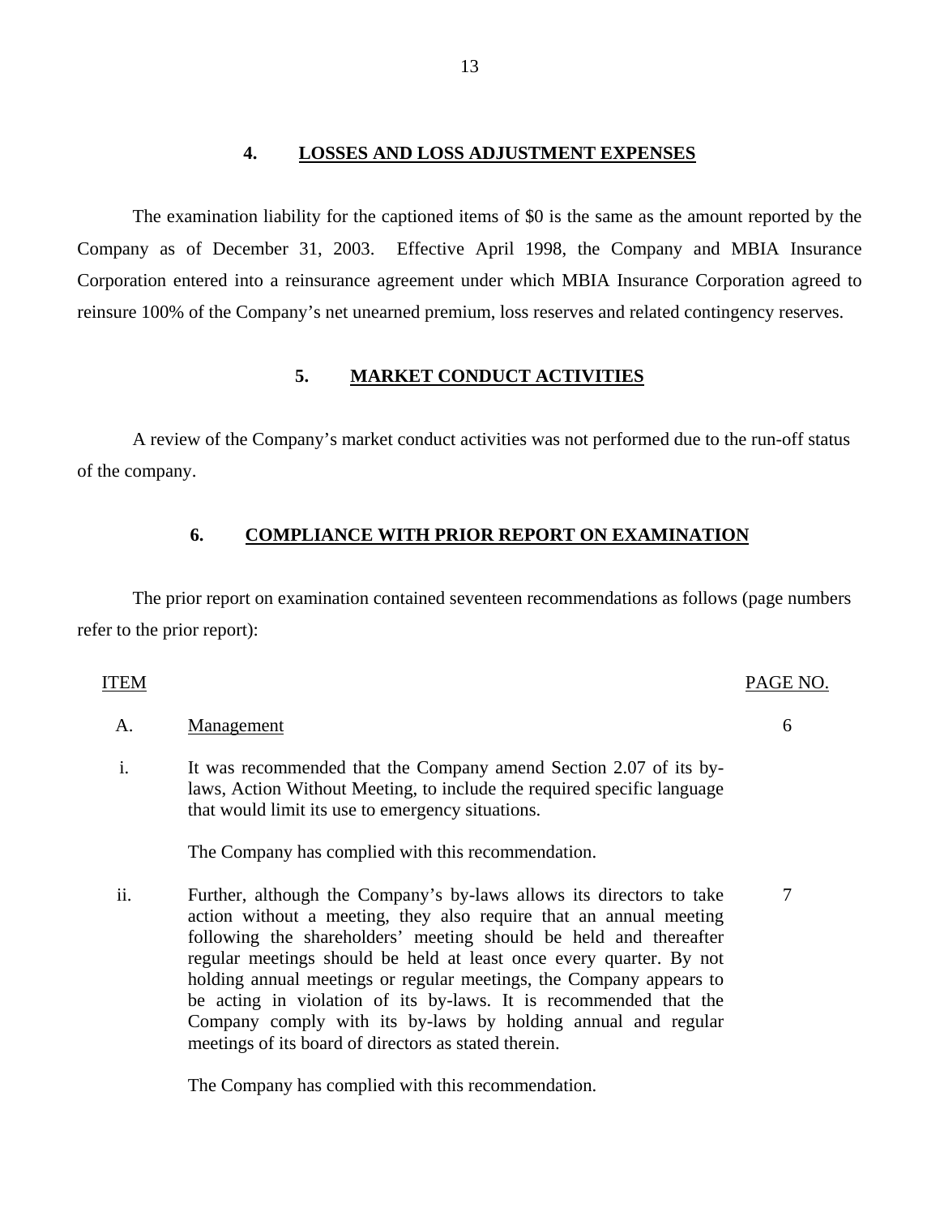## 4. LOSSES AND LOSS ADJUSTMENT EXPENSES

The examination liability for the captioned items of $0 is the same as the amount reported by the Company as of December 31, 2003. Effective April 1998, the Company and MBIA Insurance Corporation entered into a reinsurance agreement under which MBIA Insurance Corporation agreed to reinsure 100% of the Company's net unearned premium, loss reserves and related contingency reserves.

## 5. MARKET CONDUCT ACTIVITIES

A review of the Company's market conduct activities was not performed due to the run-off status of the company.

## 6. COMPLIANCE WITH PRIOR REPORT ON EXAMINATION

The prior report on examination contained seventeen recommendations as follows (page numbers refer to the prior report):

| ITEM | | PAGE NO. |
|---|---|---|
| A. | Management | 6 |
| i. | It was recommended that the Company amend Section 2.07 of its by-laws, Action Without Meeting, to include the required specific language that would limit its use to emergency situations.<br><br>The Company has complied with this recommendation. | |
| ii. | Further, although the Company's by-laws allows its directors to take action without a meeting, they also require that an annual meeting following the shareholders' meeting should be held and thereafter regular meetings should be held at least once every quarter. By not holding annual meetings or regular meetings, the Company appears to be acting in violation of its by-laws. It is recommended that the Company comply with its by-laws by holding annual and regular meetings of its board of directors as stated therein.<br><br>The Company has complied with this recommendation. | 7 |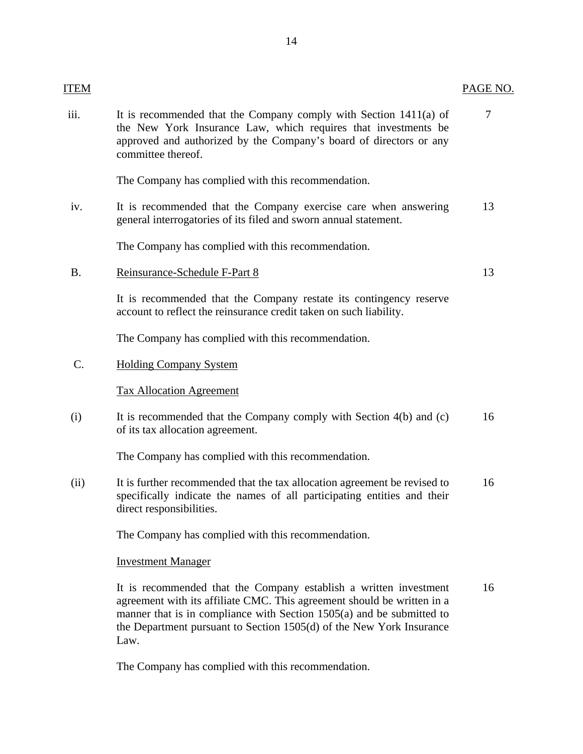| ITEM | | PAGE NO. |
|---|---|---|
| iii. | It is recommended that the Company comply with Section 1411(a) of the New York Insurance Law, which requires that investments be approved and authorized by the Company's board of directors or any committee thereof. | 7 |
| | The Company has complied with this recommendation. | |
| iv. | It is recommended that the Company exercise care when answering general interrogatories of its filed and sworn annual statement. | 13 |
| | The Company has complied with this recommendation. | |
| B. | Reinsurance-Schedule F-Part 8 | 13 |
| | It is recommended that the Company restate its contingency reserve account to reflect the reinsurance credit taken on such liability. | |
| | The Company has complied with this recommendation. | |
| C. | Holding Company System | |
| | Tax Allocation Agreement | |
| (i) | It is recommended that the Company comply with Section 4(b) and (c) of its tax allocation agreement. | 16 |
| | The Company has complied with this recommendation. | |
| (ii) | It is further recommended that the tax allocation agreement be revised to specifically indicate the names of all participating entities and their direct responsibilities. | 16 |
| | The Company has complied with this recommendation. | |
| | Investment Manager | |
| | It is recommended that the Company establish a written investment agreement with its affiliate CMC. This agreement should be written in a manner that is in compliance with Section 1505(a) and be submitted to the Department pursuant to Section 1505(d) of the New York Insurance Law. | 16 |
| | The Company has complied with this recommendation. | |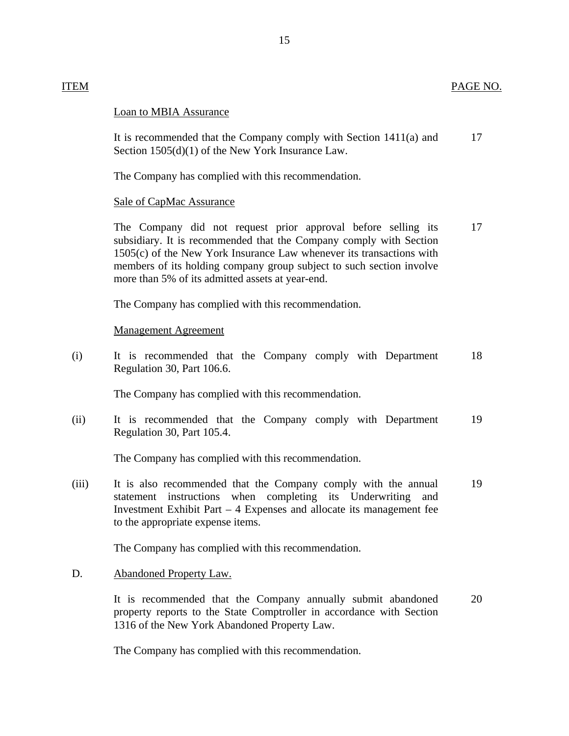| ITEM | | PAGE NO. |
|---|---|---|
| | <u>Loan to MBIA Assurance</u> | |
| | It is recommended that the Company comply with Section 1411(a) and Section 1505(d)(1) of the New York Insurance Law. | 17 |
| | The Company has complied with this recommendation. | |
| | <u>Sale of CapMac Assurance</u> | |
| | The Company did not request prior approval before selling its subsidiary. It is recommended that the Company comply with Section 1505(c) of the New York Insurance Law whenever its transactions with members of its holding company group subject to such section involve more than 5% of its admitted assets at year-end. | 17 |
| | The Company has complied with this recommendation. | |
| | <u>Management Agreement</u> | |
| (i) | It is recommended that the Company comply with Department Regulation 30, Part 106.6. | 18 |
| | The Company has complied with this recommendation. | |
| (ii) | It is recommended that the Company comply with Department Regulation 30, Part 105.4. | 19 |
| | The Company has complied with this recommendation. | |
| (iii) | It is also recommended that the Company comply with the annual statement instructions when completing its Underwriting and Investment Exhibit Part – 4 Expenses and allocate its management fee to the appropriate expense items. | 19 |
| | The Company has complied with this recommendation. | |
| D. | <u>Abandoned Property Law.</u> | |
| | It is recommended that the Company annually submit abandoned property reports to the State Comptroller in accordance with Section 1316 of the New York Abandoned Property Law. | 20 |
| | The Company has complied with this recommendation. | |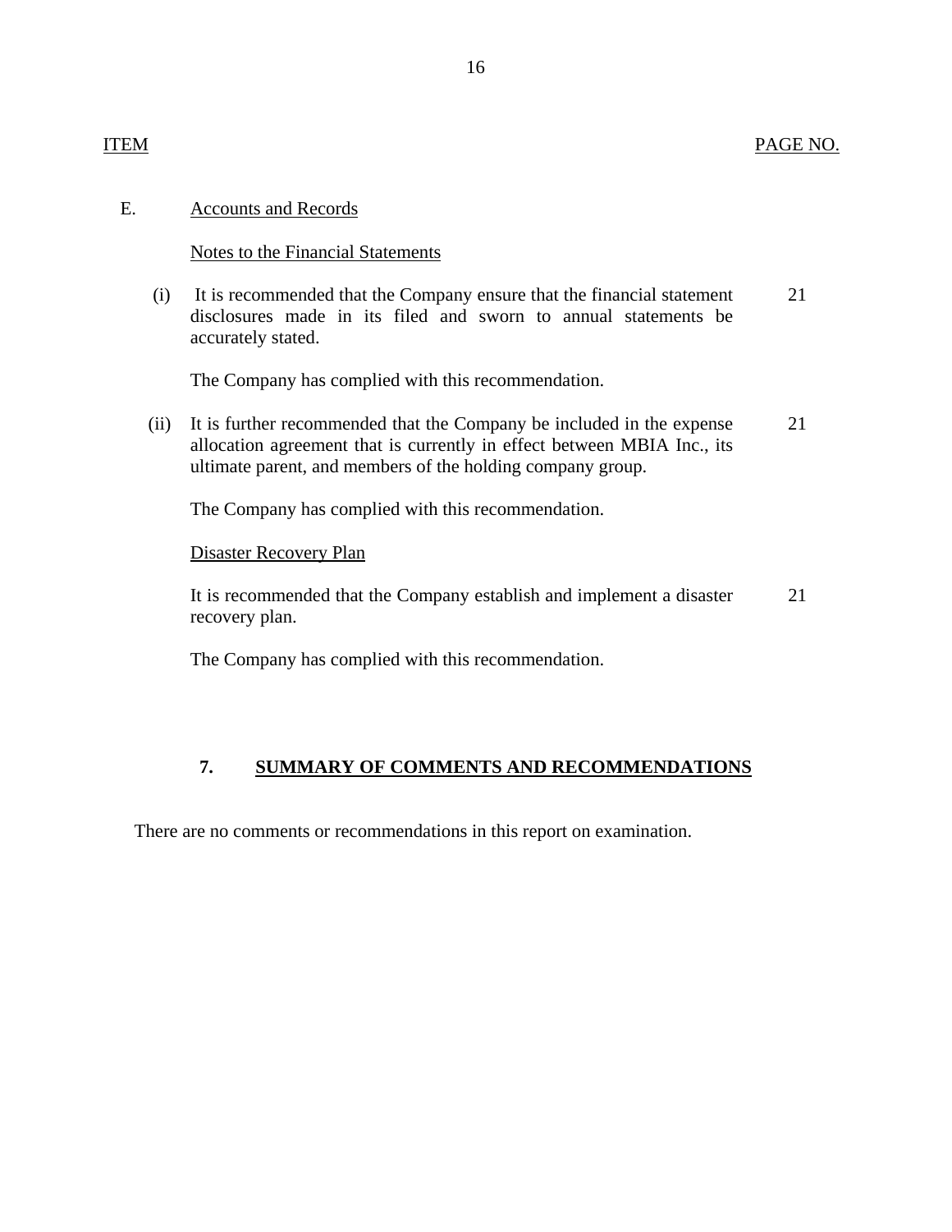| ITEM | | PAGE NO. |
|---|---|---|
| E. | Accounts and Records | |
| | Notes to the Financial Statements | |
| (i) | It is recommended that the Company ensure that the financial statement disclosures made in its filed and sworn to annual statements be accurately stated. | 21 |
| | The Company has complied with this recommendation. | |
| (ii) | It is further recommended that the Company be included in the expense allocation agreement that is currently in effect between MBIA Inc., its ultimate parent, and members of the holding company group. | 21 |
| | The Company has complied with this recommendation. | |
| | Disaster Recovery Plan | |
| | It is recommended that the Company establish and implement a disaster recovery plan. | 21 |
| | The Company has complied with this recommendation. | |

## 7. SUMMARY OF COMMENTS AND RECOMMENDATIONS

There are no comments or recommendations in this report on examination.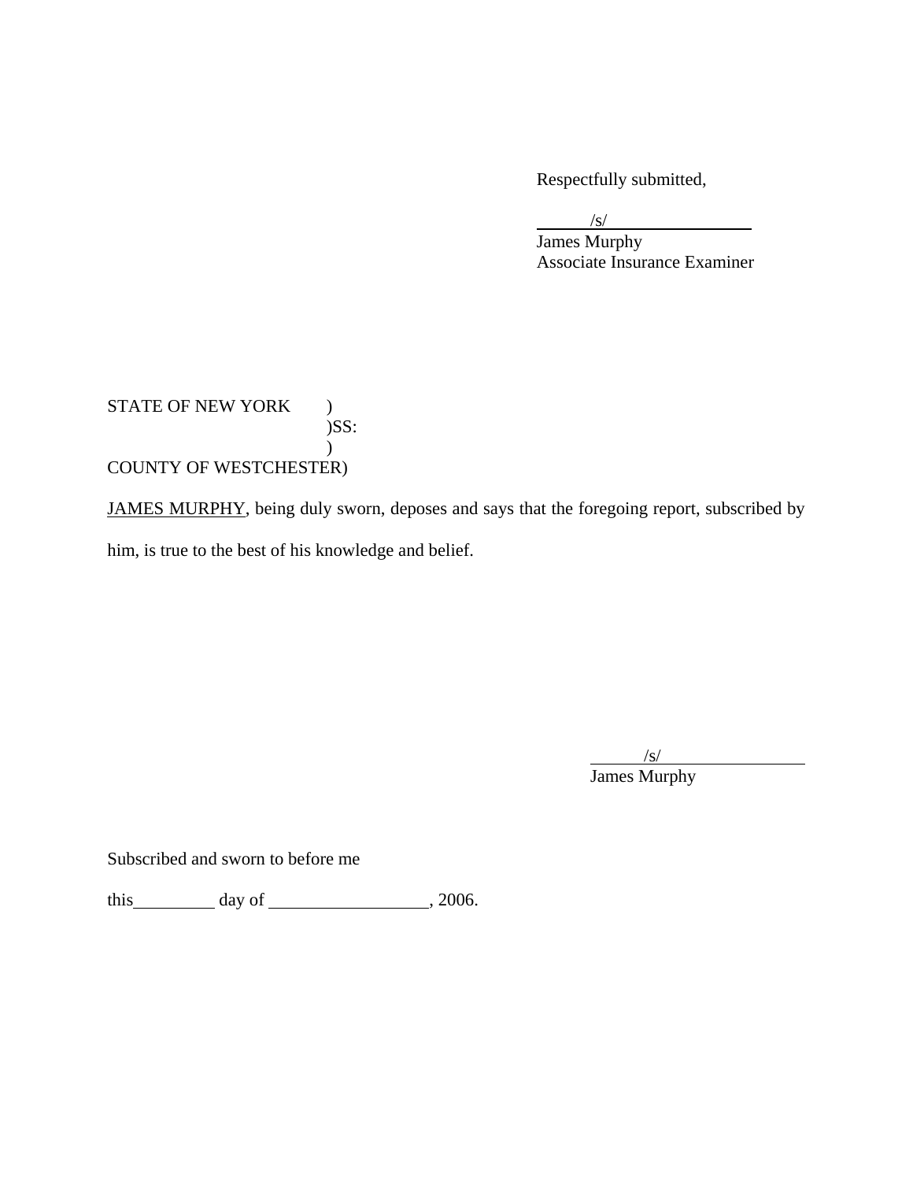Respectfully submitted,

/s/
James Murphy
Associate Insurance Examiner

STATE OF NEW YORK )
)SS:
)
COUNTY OF WESTCHESTER)

JAMES MURPHY, being duly sworn, deposes and says that the foregoing report, subscribed by him, is true to the best of his knowledge and belief.

/s/
James Murphy

Subscribed and sworn to before me

this\_\_\_\_\_\_\_\_\_ day of \_\_\_\_\_\_\_\_\_\_\_\_\_\_\_\_\_\_, 2006.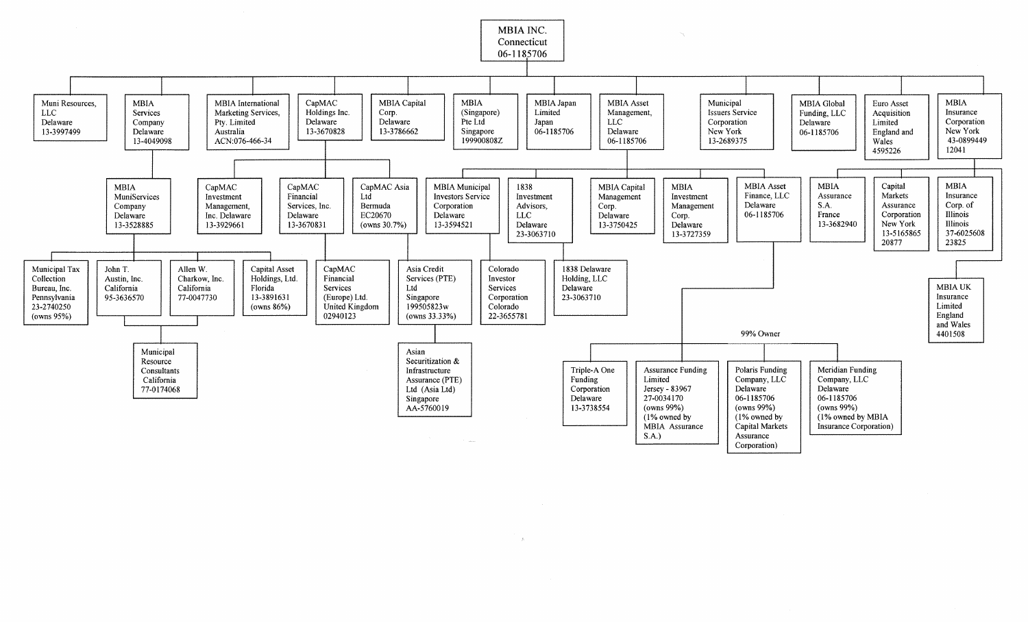- **MBIA INC.** Connecticut 06-1185706
  - Muni Resources, LLC Delaware 13-3997499
  - MBIA Services Company Delaware 13-4049098
    - MBIA MuniServices Company Delaware 13-3528885
      - Municipal Tax Collection Bureau, Inc. Pennsylvania 23-2740250 (owns 95%)
      - John T. Austin, Inc. California 95-3636570
      - Allen W. Charkow, Inc. California 77-0047730
        - Municipal Resource Consultants California 77-0174068 (held jointly by John T. Austin, Inc. and Allen W. Charkow, Inc.)
      - Capital Asset Holdings, Ltd. Florida 13-3891631 (owns 86%)
  - MBIA International Marketing Services, Pty. Limited Australia ACN:076-466-34
  - CapMAC Holdings Inc. Delaware 13-3670828
    - CapMAC Investment Management, Inc. Delaware 13-3929661
    - CapMAC Financial Services, Inc. Delaware 13-3670831
      - CapMAC Financial Services (Europe) Ltd. United Kingdom 02940123
    - CapMAC Asia Ltd Bermuda EC20670 (owns 30.7%)
      - Asia Credit Services (PTE) Ltd Singapore 199505823w (owns 33.33%)
        - Asian Securitization & Infrastructure Assurance (PTE) Ltd (Asia Ltd) Singapore AA-5760019
  - MBIA Capital Corp. Delaware 13-3786662
  - MBIA (Singapore) Pte Ltd Singapore 199900808Z
  - MBIA Japan Limited Japan 06-1185706
  - MBIA Asset Management, LLC Delaware 06-1185706
    - MBIA Municipal Investors Service Corporation Delaware 13-3594521
      - Colorado Investor Services Corporation Colorado 22-3655781
    - 1838 Investment Advisors, LLC Delaware 23-3063710
      - 1838 Delaware Holding, LLC Delaware 23-3063710
    - MBIA Capital Management Corp. Delaware 13-3750425
    - MBIA Investment Management Corp. Delaware 13-3727359
    - MBIA Asset Finance, LLC Delaware 06-1185706
      - 99% Owner
        - Triple-A One Funding Corporation Delaware 13-3738554
        - Assurance Funding Limited Jersey - 83967 27-0034170 (owns 99%) (1% owned by MBIA Assurance S.A.)
        - Polaris Funding Company, LLC Delaware 06-1185706 (owns 99%) (1% owned by Capital Markets Assurance Corporation)
        - Meridian Funding Company, LLC Delaware 06-1185706 (owns 99%) (1% owned by MBIA Insurance Corporation)
  - Municipal Issuers Service Corporation New York 13-2689375
  - MBIA Global Funding, LLC Delaware 06-1185706
  - Euro Asset Acquisition Limited England and Wales 4595226
  - MBIA Insurance Corporation New York 43-0899449 12041
    - MBIA Assurance S.A. France 13-3682940
    - Capital Markets Assurance Corporation New York 13-5165865 20877
    - MBIA Insurance Corp. of Illinois Illinois 37-6025608 23825
    - MBIA UK Insurance Limited England and Wales 4401508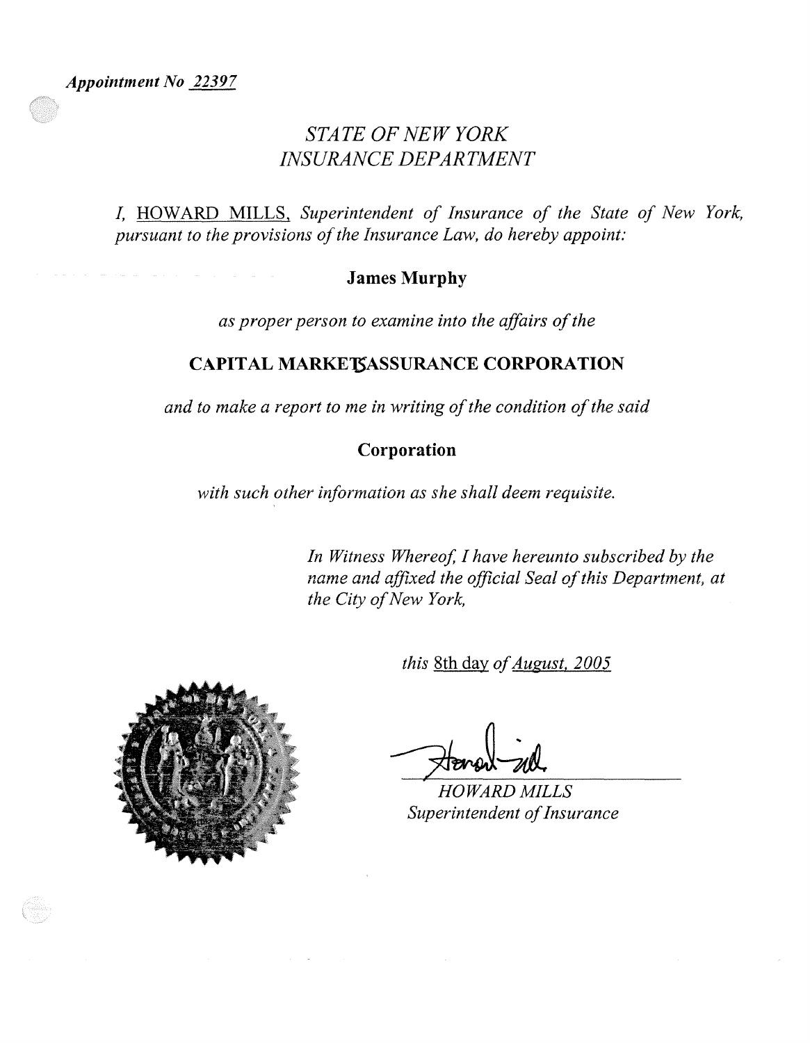*Appointment No* 22397

## *STATE OF NEW YORK*
## *INSURANCE DEPARTMENT*

*I,* HOWARD MILLS, *Superintendent of Insurance of the State of New York, pursuant to the provisions of the Insurance Law, do hereby appoint:*

**James Murphy**

*as proper person to examine into the affairs of the*

**CAPITAL MARKETS ASSURANCE CORPORATION**

*and to make a report to me in writing of the condition of the said*

**Corporation**

*with such other information as she shall deem requisite.*

*In Witness Whereof, I have hereunto subscribed by the name and affixed the official Seal of this Department, at the City of New York,*

*this* 8th day *of August, 2005*

*HOWARD MILLS*
*Superintendent of Insurance*